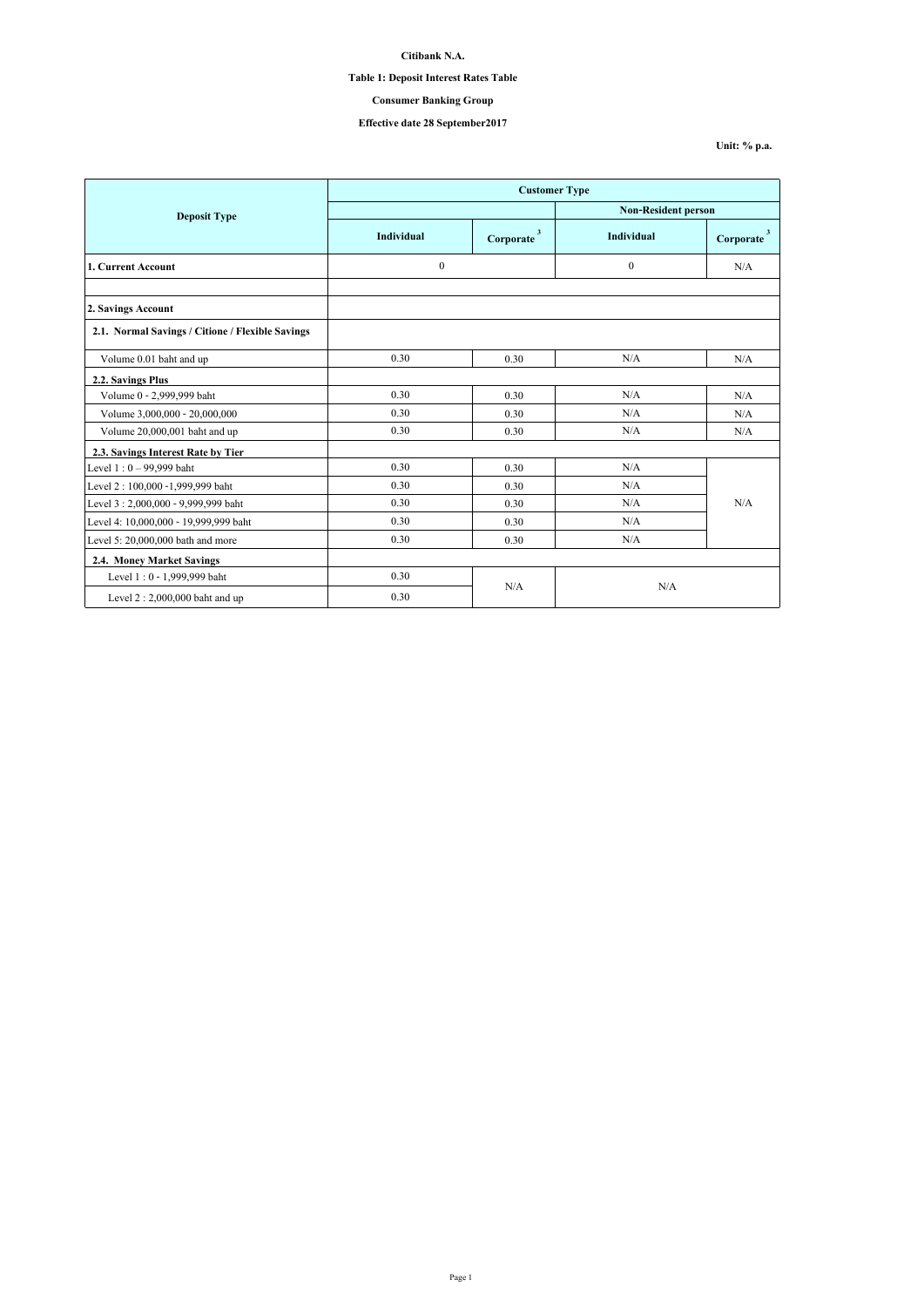**Citibank N.A.**

**Table 1: Deposit Interest Rates Table**

**Consumer Banking Group**

**Effective date 28 September2017**

**Unit: % p.a.**

| Deposit Type | Customer Type | | | |
|---|---|---|---|---|
| | | | Non-Resident person | |
| | Individual | Corporate [3] | Individual | Corporate [3] |
| **1. Current Account** | 0 | | 0 | N/A |
| | | | | |
| **2. Savings Account** | | | | |
| **2.1. Normal Savings / Citione / Flexible Savings** | | | | |
| Volume 0.01 baht and up | 0.30 | 0.30 | N/A | N/A |
| **2.2. Savings Plus** | | | | |
| Volume 0 - 2,999,999 baht | 0.30 | 0.30 | N/A | N/A |
| Volume 3,000,000 - 20,000,000 | 0.30 | 0.30 | N/A | N/A |
| Volume 20,000,001 baht and up | 0.30 | 0.30 | N/A | N/A |
| **2.3. Savings Interest Rate by Tier** | | | | |
| Level 1 : 0 – 99,999 baht | 0.30 | 0.30 | N/A | N/A |
| Level 2 : 100,000 -1,999,999 baht | 0.30 | 0.30 | N/A | |
| Level 3 : 2,000,000 - 9,999,999 baht | 0.30 | 0.30 | N/A | |
| Level 4: 10,000,000 - 19,999,999 baht | 0.30 | 0.30 | N/A | |
| Level 5: 20,000,000 bath and more | 0.30 | 0.30 | N/A | |
| **2.4. Money Market Savings** | | | | |
| Level 1 : 0 - 1,999,999 baht | 0.30 | N/A | N/A | |
| Level 2 : 2,000,000 baht and up | 0.30 | | | |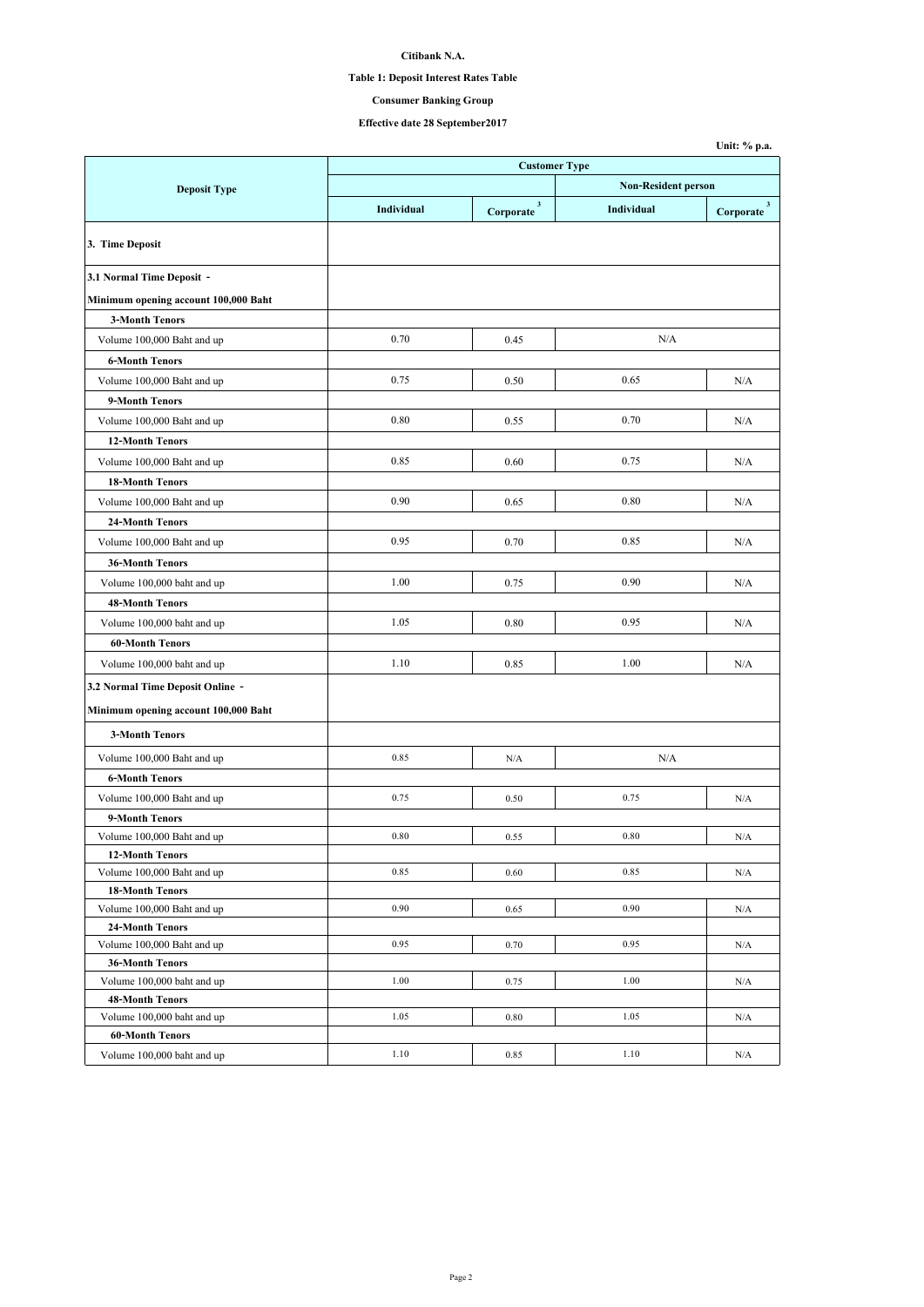**Citibank N.A.**

**Table 1: Deposit Interest Rates Table**

**Consumer Banking Group**

**Effective date 28 September2017**

**Unit: % p.a.**

| Deposit Type | Customer Type | | | |
|---|---|---|---|---|
| | | | Non-Resident person | |
| | Individual | Corporate [3] | Individual | Corporate [3] |
| **3. Time Deposit** | | | | |
| **3.1 Normal Time Deposit -** | | | | |
| **Minimum opening account 100,000 Baht** | | | | |
| **3-Month Tenors** | | | | |
| Volume 100,000 Baht and up | 0.70 | 0.45 | N/A | |
| **6-Month Tenors** | | | | |
| Volume 100,000 Baht and up | 0.75 | 0.50 | 0.65 | N/A |
| **9-Month Tenors** | | | | |
| Volume 100,000 Baht and up | 0.80 | 0.55 | 0.70 | N/A |
| **12-Month Tenors** | | | | |
| Volume 100,000 Baht and up | 0.85 | 0.60 | 0.75 | N/A |
| **18-Month Tenors** | | | | |
| Volume 100,000 Baht and up | 0.90 | 0.65 | 0.80 | N/A |
| **24-Month Tenors** | | | | |
| Volume 100,000 Baht and up | 0.95 | 0.70 | 0.85 | N/A |
| **36-Month Tenors** | | | | |
| Volume 100,000 baht and up | 1.00 | 0.75 | 0.90 | N/A |
| **48-Month Tenors** | | | | |
| Volume 100,000 baht and up | 1.05 | 0.80 | 0.95 | N/A |
| **60-Month Tenors** | | | | |
| Volume 100,000 baht and up | 1.10 | 0.85 | 1.00 | N/A |
| **3.2 Normal Time Deposit Online -** | | | | |
| **Minimum opening account 100,000 Baht** | | | | |
| **3-Month Tenors** | | | | |
| Volume 100,000 Baht and up | 0.85 | N/A | N/A | |
| **6-Month Tenors** | | | | |
| Volume 100,000 Baht and up | 0.75 | 0.50 | 0.75 | N/A |
| **9-Month Tenors** | | | | |
| Volume 100,000 Baht and up | 0.80 | 0.55 | 0.80 | N/A |
| **12-Month Tenors** | | | | |
| Volume 100,000 Baht and up | 0.85 | 0.60 | 0.85 | N/A |
| **18-Month Tenors** | | | | |
| Volume 100,000 Baht and up | 0.90 | 0.65 | 0.90 | N/A |
| **24-Month Tenors** | | | | |
| Volume 100,000 Baht and up | 0.95 | 0.70 | 0.95 | N/A |
| **36-Month Tenors** | | | | |
| Volume 100,000 baht and up | 1.00 | 0.75 | 1.00 | N/A |
| **48-Month Tenors** | | | | |
| Volume 100,000 baht and up | 1.05 | 0.80 | 1.05 | N/A |
| **60-Month Tenors** | | | | |
| Volume 100,000 baht and up | 1.10 | 0.85 | 1.10 | N/A |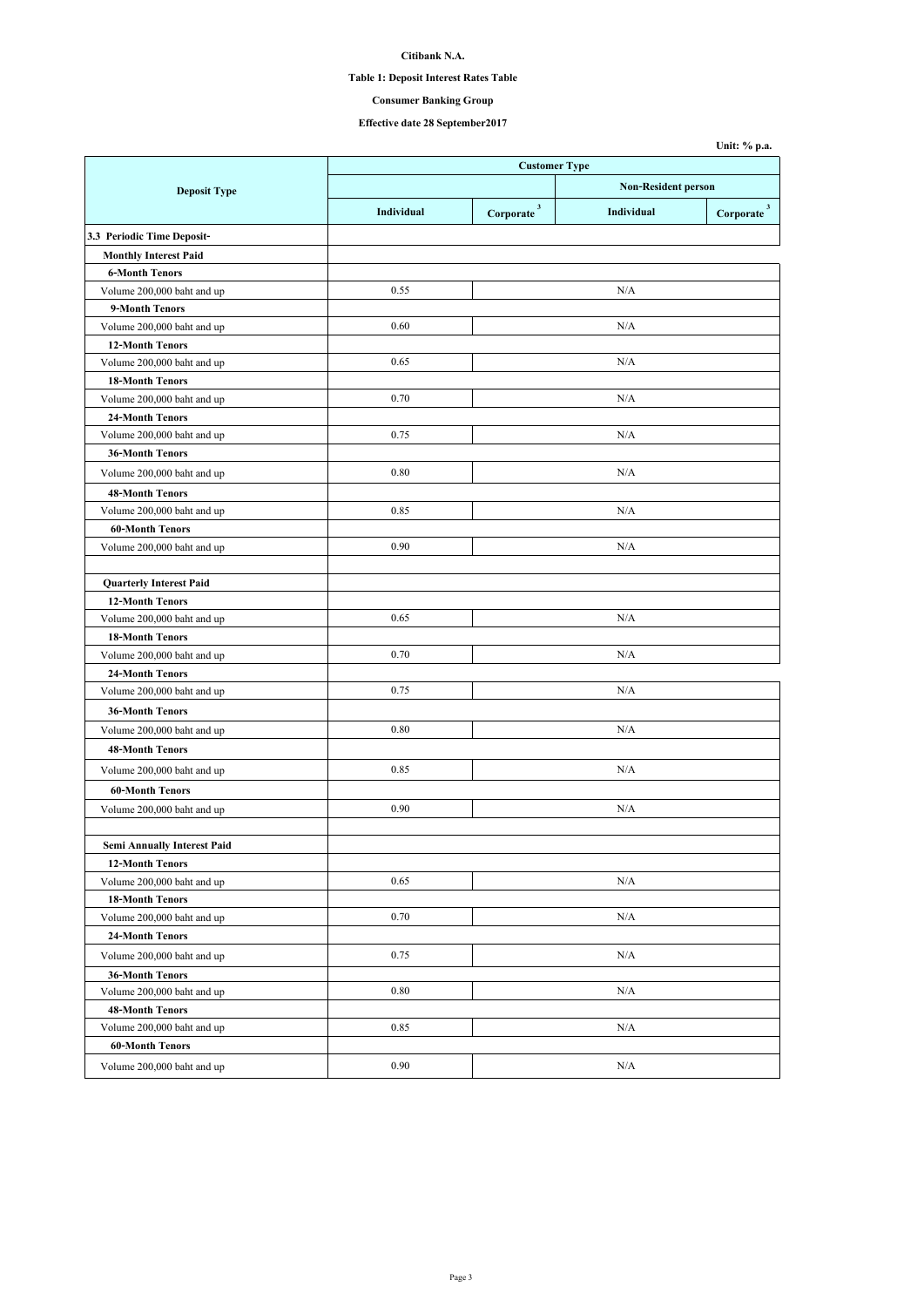**Citibank N.A.**

**Table 1: Deposit Interest Rates Table**

**Consumer Banking Group**

**Effective date 28 September2017**

**Unit: % p.a.**

| Deposit Type | Customer Type | | | |
|---|---|---|---|---|
| | | | Non-Resident person | |
| | Individual | Corporate [3] | Individual | Corporate [3] |
| **3.3 Periodic Time Deposit-** | | | | |
| **Monthly Interest Paid** | | | | |
| **6-Month Tenors** | | | | |
| Volume 200,000 baht and up | 0.55 | N/A | | |
| **9-Month Tenors** | | | | |
| Volume 200,000 baht and up | 0.60 | N/A | | |
| **12-Month Tenors** | | | | |
| Volume 200,000 baht and up | 0.65 | N/A | | |
| **18-Month Tenors** | | | | |
| Volume 200,000 baht and up | 0.70 | N/A | | |
| **24-Month Tenors** | | | | |
| Volume 200,000 baht and up | 0.75 | N/A | | |
| **36-Month Tenors** | | | | |
| Volume 200,000 baht and up | 0.80 | N/A | | |
| **48-Month Tenors** | | | | |
| Volume 200,000 baht and up | 0.85 | N/A | | |
| **60-Month Tenors** | | | | |
| Volume 200,000 baht and up | 0.90 | N/A | | |
| | | | | |
| **Quarterly Interest Paid** | | | | |
| **12-Month Tenors** | | | | |
| Volume 200,000 baht and up | 0.65 | N/A | | |
| **18-Month Tenors** | | | | |
| Volume 200,000 baht and up | 0.70 | N/A | | |
| **24-Month Tenors** | | | | |
| Volume 200,000 baht and up | 0.75 | N/A | | |
| **36-Month Tenors** | | | | |
| Volume 200,000 baht and up | 0.80 | N/A | | |
| **48-Month Tenors** | | | | |
| Volume 200,000 baht and up | 0.85 | N/A | | |
| **60-Month Tenors** | | | | |
| Volume 200,000 baht and up | 0.90 | N/A | | |
| | | | | |
| **Semi Annually Interest Paid** | | | | |
| **12-Month Tenors** | | | | |
| Volume 200,000 baht and up | 0.65 | N/A | | |
| **18-Month Tenors** | | | | |
| Volume 200,000 baht and up | 0.70 | N/A | | |
| **24-Month Tenors** | | | | |
| Volume 200,000 baht and up | 0.75 | N/A | | |
| **36-Month Tenors** | | | | |
| Volume 200,000 baht and up | 0.80 | N/A | | |
| **48-Month Tenors** | | | | |
| Volume 200,000 baht and up | 0.85 | N/A | | |
| **60-Month Tenors** | | | | |
| Volume 200,000 baht and up | 0.90 | N/A | | |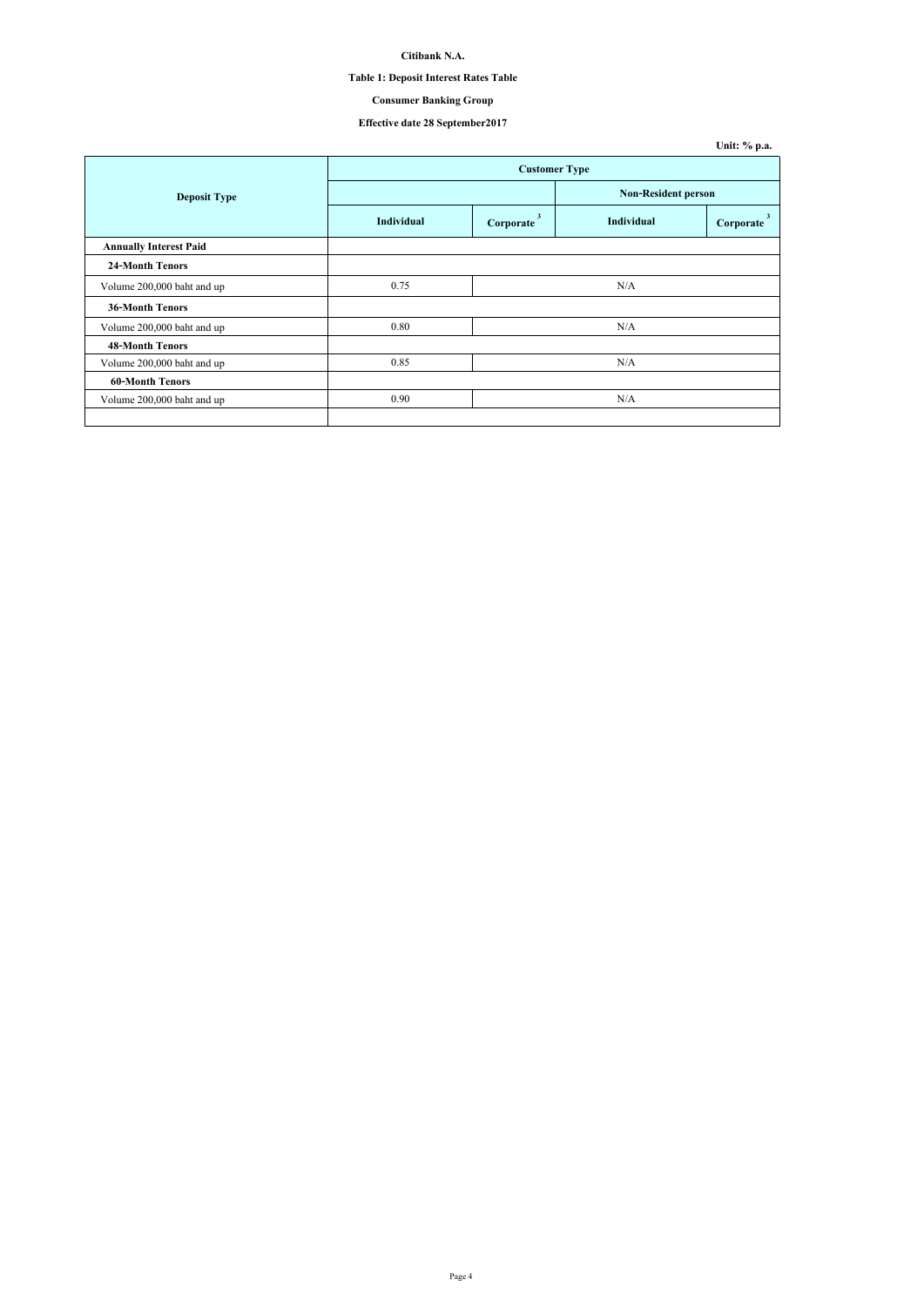**Citibank N.A.**

**Table 1: Deposit Interest Rates Table**

**Consumer Banking Group**

**Effective date 28 September2017**

**Unit: % p.a.**

| Deposit Type | Customer Type | | | |
|---|---|---|---|---|
| | | | Non-Resident person | |
| | Individual | Corporate [3] | Individual | Corporate [3] |
| **Annually Interest Paid** | | | | |
| **24-Month Tenors** | | | | |
| Volume 200,000 baht and up | 0.75 | N/A | | |
| **36-Month Tenors** | | | | |
| Volume 200,000 baht and up | 0.80 | N/A | | |
| **48-Month Tenors** | | | | |
| Volume 200,000 baht and up | 0.85 | N/A | | |
| **60-Month Tenors** | | | | |
| Volume 200,000 baht and up | 0.90 | N/A | | |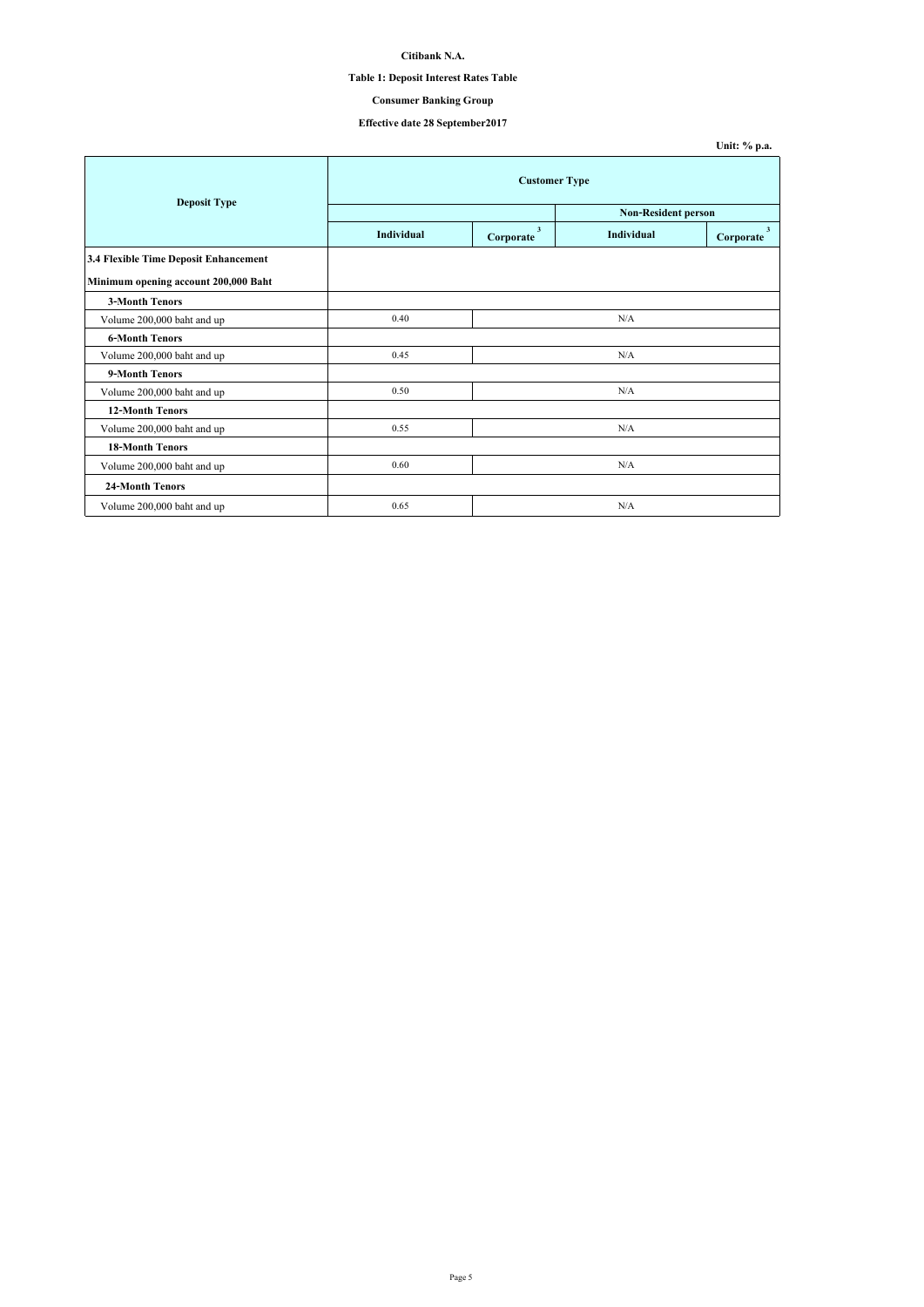**Citibank N.A.**

**Table 1: Deposit Interest Rates Table**

**Consumer Banking Group**

**Effective date 28 September2017**

**Unit: % p.a.**

| Deposit Type | Customer Type | | | |
|---|---|---|---|---|
| | | | Non-Resident person | |
| | Individual | Corporate [3] | Individual | Corporate [3] |
| **3.4 Flexible Time Deposit Enhancement** | | | | |
| **Minimum opening account 200,000 Baht** | | | | |
| **3-Month Tenors** | | | | |
| Volume 200,000 baht and up | 0.40 | N/A | | |
| **6-Month Tenors** | | | | |
| Volume 200,000 baht and up | 0.45 | N/A | | |
| **9-Month Tenors** | | | | |
| Volume 200,000 baht and up | 0.50 | N/A | | |
| **12-Month Tenors** | | | | |
| Volume 200,000 baht and up | 0.55 | N/A | | |
| **18-Month Tenors** | | | | |
| Volume 200,000 baht and up | 0.60 | N/A | | |
| **24-Month Tenors** | | | | |
| Volume 200,000 baht and up | 0.65 | N/A | | |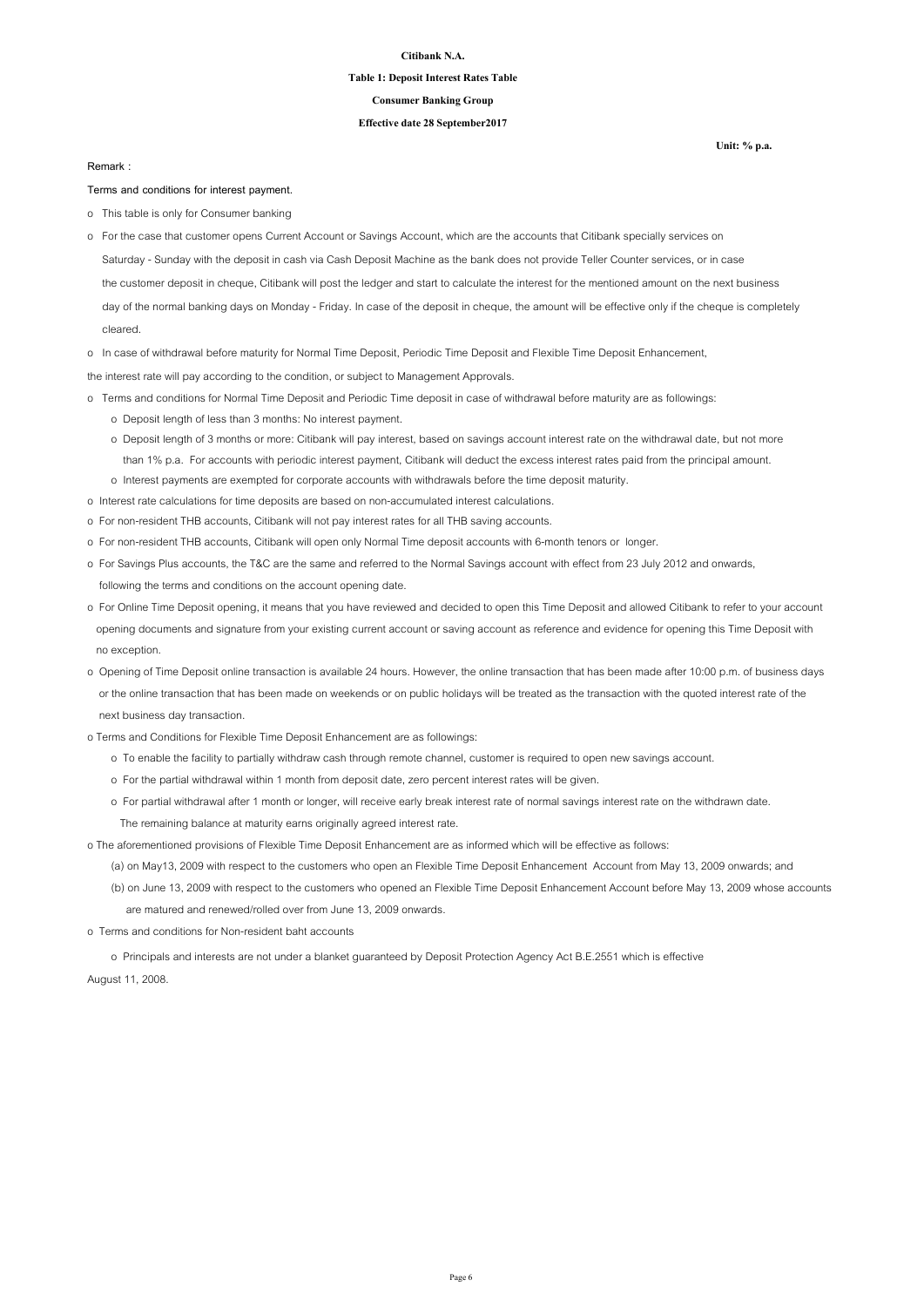**Citibank N.A.**

**Table 1: Deposit Interest Rates Table**

**Consumer Banking Group**

**Effective date 28 September2017**

**Unit: % p.a.**

Remark :

Terms and conditions for interest payment.

- o This table is only for Consumer banking
- o For the case that customer opens Current Account or Savings Account, which are the accounts that Citibank specially services on Saturday - Sunday with the deposit in cash via Cash Deposit Machine as the bank does not provide Teller Counter services, or in case the customer deposit in cheque, Citibank will post the ledger and start to calculate the interest for the mentioned amount on the next business day of the normal banking days on Monday - Friday. In case of the deposit in cheque, the amount will be effective only if the cheque is completely cleared.
- o In case of withdrawal before maturity for Normal Time Deposit, Periodic Time Deposit and Flexible Time Deposit Enhancement, the interest rate will pay according to the condition, or subject to Management Approvals.
- o Terms and conditions for Normal Time Deposit and Periodic Time deposit in case of withdrawal before maturity are as followings:
  - o Deposit length of less than 3 months: No interest payment.
  - o Deposit length of 3 months or more: Citibank will pay interest, based on savings account interest rate on the withdrawal date, but not more than 1% p.a. For accounts with periodic interest payment, Citibank will deduct the excess interest rates paid from the principal amount.
  - o Interest payments are exempted for corporate accounts with withdrawals before the time deposit maturity.
- o Interest rate calculations for time deposits are based on non-accumulated interest calculations.
- o For non-resident THB accounts, Citibank will not pay interest rates for all THB saving accounts.
- o For non-resident THB accounts, Citibank will open only Normal Time deposit accounts with 6-month tenors or longer.
- o For Savings Plus accounts, the T&C are the same and referred to the Normal Savings account with effect from 23 July 2012 and onwards, following the terms and conditions on the account opening date.
- o For Online Time Deposit opening, it means that you have reviewed and decided to open this Time Deposit and allowed Citibank to refer to your account opening documents and signature from your existing current account or saving account as reference and evidence for opening this Time Deposit with no exception.
- o Opening of Time Deposit online transaction is available 24 hours. However, the online transaction that has been made after 10:00 p.m. of business days or the online transaction that has been made on weekends or on public holidays will be treated as the transaction with the quoted interest rate of the next business day transaction.
- o Terms and Conditions for Flexible Time Deposit Enhancement are as followings:
  - o To enable the facility to partially withdraw cash through remote channel, customer is required to open new savings account.
  - o For the partial withdrawal within 1 month from deposit date, zero percent interest rates will be given.
  - o For partial withdrawal after 1 month or longer, will receive early break interest rate of normal savings interest rate on the withdrawn date. The remaining balance at maturity earns originally agreed interest rate.
- o The aforementioned provisions of Flexible Time Deposit Enhancement are as informed which will be effective as follows:
  - (a) on May13, 2009 with respect to the customers who open an Flexible Time Deposit Enhancement Account from May 13, 2009 onwards; and
  - (b) on June 13, 2009 with respect to the customers who opened an Flexible Time Deposit Enhancement Account before May 13, 2009 whose accounts are matured and renewed/rolled over from June 13, 2009 onwards.
- o Terms and conditions for Non-resident baht accounts
  - o Principals and interests are not under a blanket guaranteed by Deposit Protection Agency Act B.E.2551 which is effective August 11, 2008.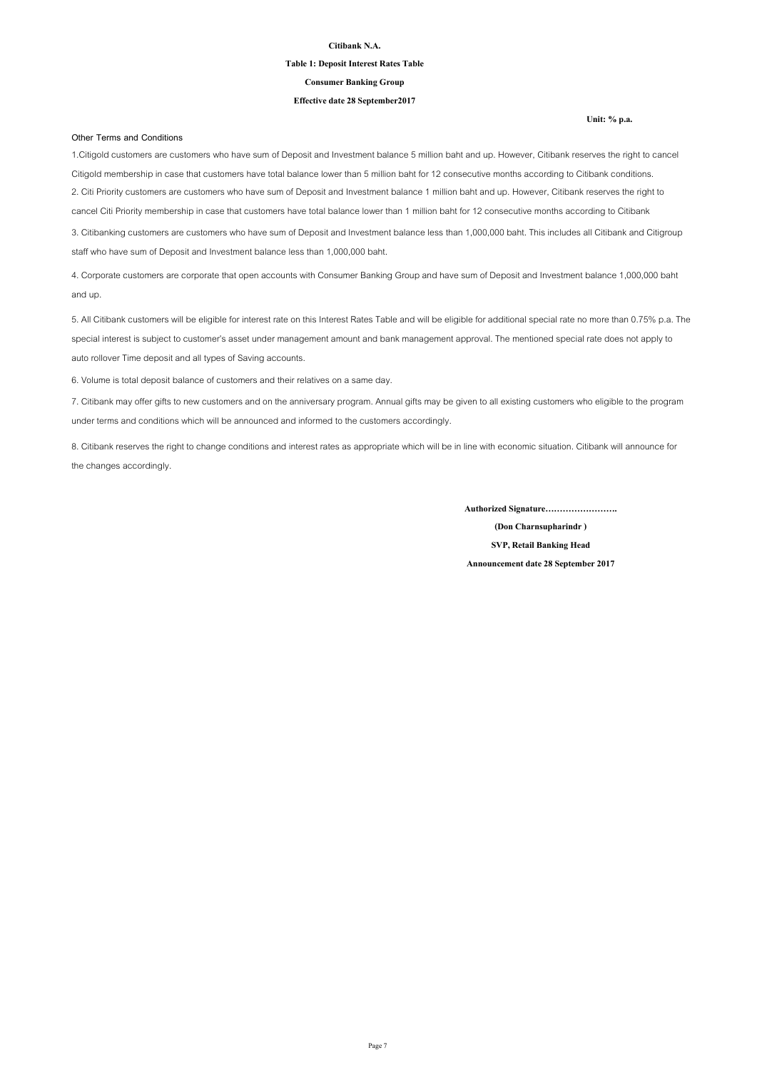**Citibank N.A.**

**Table 1: Deposit Interest Rates Table**

**Consumer Banking Group**

**Effective date 28 September2017**

**Unit: % p.a.**

Other Terms and Conditions

1.Citigold customers are customers who have sum of Deposit and Investment balance 5 million baht and up. However, Citibank reserves the right to cancel Citigold membership in case that customers have total balance lower than 5 million baht for 12 consecutive months according to Citibank conditions.

2. Citi Priority customers are customers who have sum of Deposit and Investment balance 1 million baht and up. However, Citibank reserves the right to cancel Citi Priority membership in case that customers have total balance lower than 1 million baht for 12 consecutive months according to Citibank

3. Citibanking customers are customers who have sum of Deposit and Investment balance less than 1,000,000 baht. This includes all Citibank and Citigroup staff who have sum of Deposit and Investment balance less than 1,000,000 baht.

4. Corporate customers are corporate that open accounts with Consumer Banking Group and have sum of Deposit and Investment balance 1,000,000 baht and up.

5. All Citibank customers will be eligible for interest rate on this Interest Rates Table and will be eligible for additional special rate no more than 0.75% p.a. The special interest is subject to customer's asset under management amount and bank management approval. The mentioned special rate does not apply to auto rollover Time deposit and all types of Saving accounts.

6. Volume is total deposit balance of customers and their relatives on a same day.

7. Citibank may offer gifts to new customers and on the anniversary program. Annual gifts may be given to all existing customers who eligible to the program under terms and conditions which will be announced and informed to the customers accordingly.

8. Citibank reserves the right to change conditions and interest rates as appropriate which will be in line with economic situation. Citibank will announce for the changes accordingly.

**Authorized Signature…………………….**

**(Don Charnsupharindr )**

**SVP, Retail Banking Head**

**Announcement date 28 September 2017**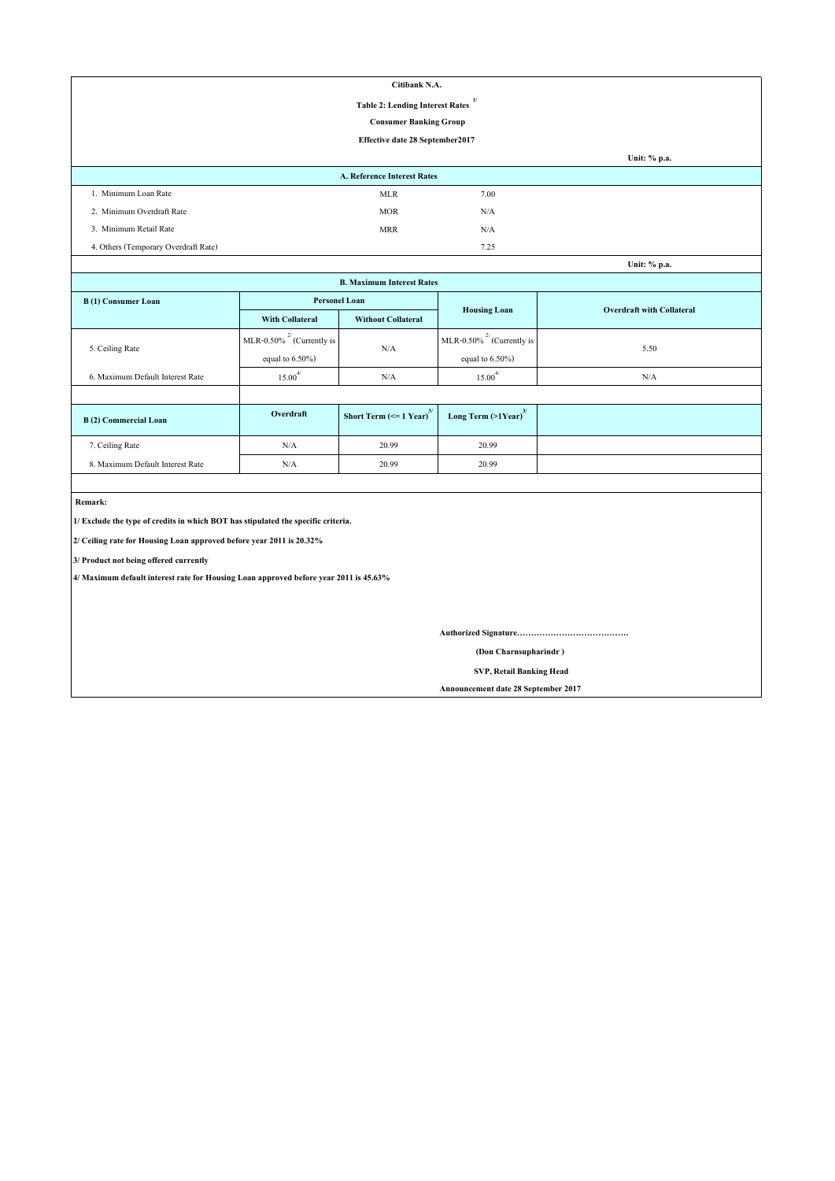**Citibank N.A.**

**Table 2: Lending Interest Rates [1/]**

**Consumer Banking Group**

**Effective date 28 September2017**

**Unit: % p.a.**

**A. Reference Interest Rates**

| | | |
|---|---|---|
| 1. Minimum Loan Rate | MLR | 7.00 |
| 2. Minimum Overdraft Rate | MOR | N/A |
| 3. Minimum Retail Rate | MRR | N/A |
| 4. Others (Temporary Overdraft Rate) | | 7.25 |

**Unit: % p.a.**

**B. Maximum Interest Rates**

| **B (1) Consumer Loan** | **Personel Loan** | | **Housing Loan** | **Overdraft with Collateral** |
|---|---|---|---|---|
| | **With Collateral** | **Without Collateral** | | |
| 5. Ceiling Rate | MLR-0.50% [2/] (Currently is equal to 6.50%) | N/A | MLR-0.50% [2/] (Currently is equal to 6.50%) | 5.50 |
| 6. Maximum Default Interest Rate | 15.00 [4/] | N/A | 15.00 [4/] | N/A |

| **B (2) Commercial Loan** | **Overdraft** | **Short Term (<= 1 Year) [3/]** | **Long Term (>1Year) [3/]** | |
|---|---|---|---|---|
| 7. Ceiling Rate | N/A | 20.99 | 20.99 | |
| 8. Maximum Default Interest Rate | N/A | 20.99 | 20.99 | |

**Remark:**

**1/ Exclude the type of credits in which BOT has stipulated the specific criteria.**

**2/ Ceiling rate for Housing Loan approved before year 2011 is 20.32%**

**3/ Product not being offered currently**

**4/ Maximum default interest rate for Housing Loan approved before year 2011 is 45.63%**

**Authorized Signature…………………………………**

**(Don Charnsupharindr )**

**SVP, Retail Banking Head**

**Announcement date 28 September 2017**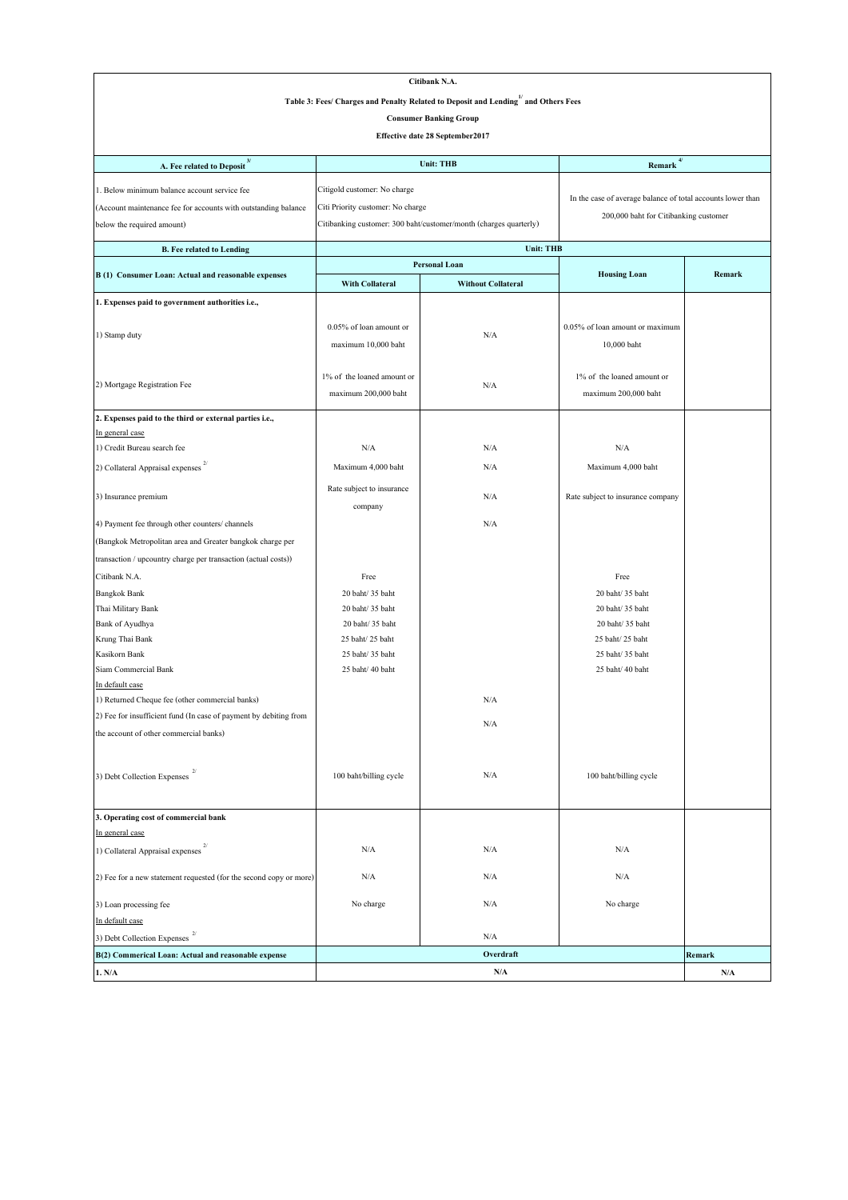**Citibank N.A.**

**Table 3: Fees/ Charges and Penalty Related to Deposit and Lending[1/] and Others Fees**

**Consumer Banking Group**

**Effective date 28 September2017**

| A. Fee related to Deposit [3/] | Unit: THB | | Remark [4/] | |
|---|---|---|---|---|
| 1. Below minimum balance account service fee (Account maintenance fee for accounts with outstanding balance below the required amount) | Citigold customer: No charge<br>Citi Priority customer: No charge<br>Citibanking customer: 300 baht/customer/month (charges quarterly) | | In the case of average balance of total accounts lower than 200,000 baht for Citibanking customer | |
| **B. Fee related to Lending** | **Unit: THB** | | | |
| **B (1) Consumer Loan: Actual and reasonable expenses** | **Personal Loan** | | **Housing Loan** | **Remark** |
| | **With Collateral** | **Without Collateral** | | |
| **1. Expenses paid to government authorities i.e.,** | | | | |
| 1) Stamp duty | 0.05% of loan amount or maximum 10,000 baht | N/A | 0.05% of loan amount or maximum 10,000 baht | |
| 2) Mortgage Registration Fee | 1% of the loaned amount or maximum 200,000 baht | N/A | 1% of the loaned amount or maximum 200,000 baht | |
| **2. Expenses paid to the third or external parties i.e.,** | | | | |
| In general case | | | | |
| 1) Credit Bureau search fee | N/A | N/A | N/A | |
| 2) Collateral Appraisal expenses [2/] | Maximum 4,000 baht | N/A | Maximum 4,000 baht | |
| 3) Insurance premium | Rate subject to insurance company | N/A | Rate subject to insurance company | |
| 4) Payment fee through other counters/ channels (Bangkok Metropolitan area and Greater bangkok charge per transaction / upcountry charge per transaction (actual costs)) | | N/A | | |
| Citibank N.A. | Free | | Free | |
| Bangkok Bank | 20 baht/ 35 baht | | 20 baht/ 35 baht | |
| Thai Military Bank | 20 baht/ 35 baht | | 20 baht/ 35 baht | |
| Bank of Ayudhya | 20 baht/ 35 baht | | 20 baht/ 35 baht | |
| Krung Thai Bank | 25 baht/ 25 baht | | 25 baht/ 25 baht | |
| Kasikorn Bank | 25 baht/ 35 baht | | 25 baht/ 35 baht | |
| Siam Commercial Bank | 25 baht/ 40 baht | | 25 baht/ 40 baht | |
| In default case | | | | |
| 1) Returned Cheque fee (other commercial banks) | | N/A | | |
| 2) Fee for insufficient fund (In case of payment by debiting from the account of other commercial banks) | | N/A | | |
| 3) Debt Collection Expenses [2/] | 100 baht/billing cycle | N/A | 100 baht/billing cycle | |
| **3. Operating cost of commercial bank** | | | | |
| In general case | | | | |
| 1) Collateral Appraisal expenses [2/] | N/A | N/A | N/A | |
| 2) Fee for a new statement requested (for the second copy or more) | N/A | N/A | N/A | |
| 3) Loan processing fee | No charge | N/A | No charge | |
| In default case | | | | |
| 3) Debt Collection Expenses [2/] | | N/A | | |
| **B(2) Commerical Loan: Actual and reasonable expense** | **Overdraft** | | | **Remark** |
| **1. N/A** | **N/A** | | | **N/A** |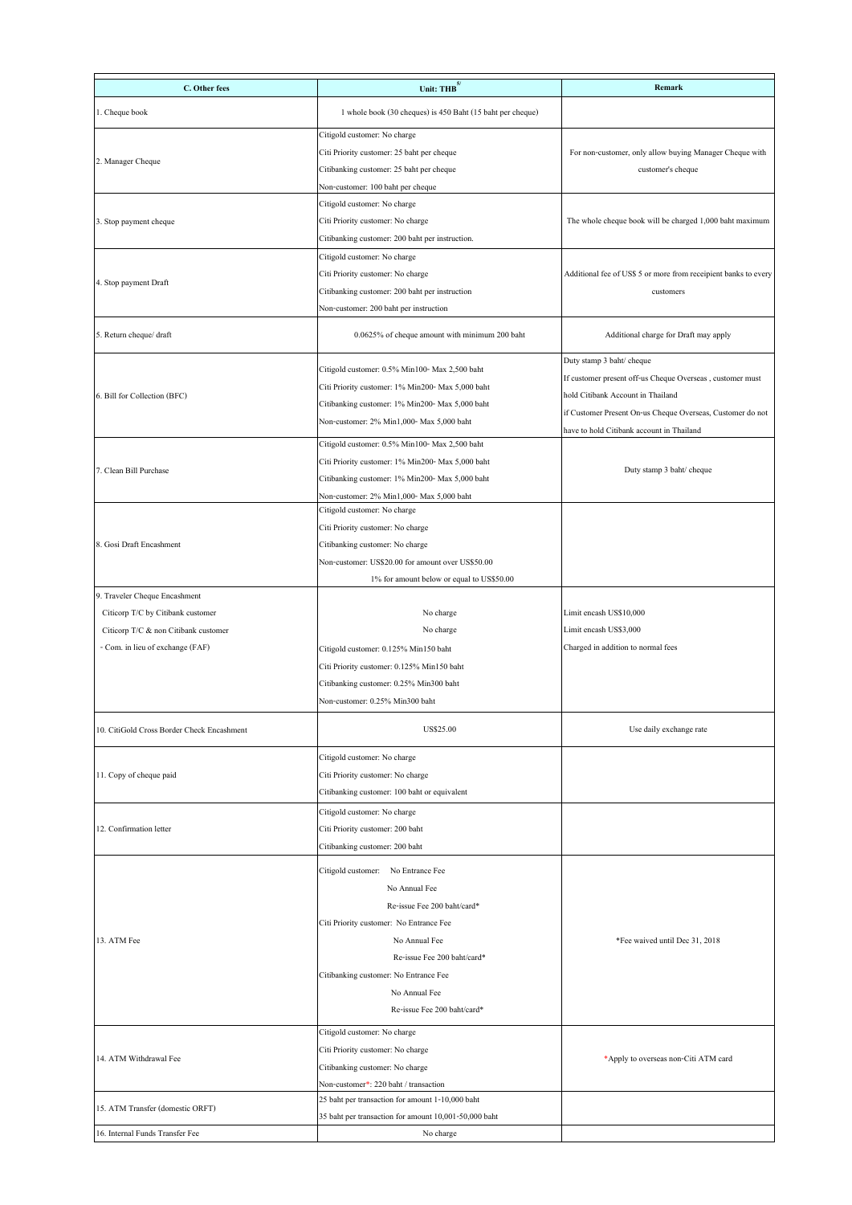| C. Other fees | Unit: THB[5/] | Remark |
|---|---|---|
| 1. Cheque book | 1 whole book (30 cheques) is 450 Baht (15 baht per cheque) | |
| 2. Manager Cheque | Citigold customer: No charge<br>Citi Priority customer: 25 baht per cheque<br>Citibanking customer: 25 baht per cheque<br>Non-customer: 100 baht per cheque | For non-customer, only allow buying Manager Cheque with customer's cheque |
| 3. Stop payment cheque | Citigold customer: No charge<br>Citi Priority customer: No charge<br>Citibanking customer: 200 baht per instruction. | The whole cheque book will be charged 1,000 baht maximum |
| 4. Stop payment Draft | Citigold customer: No charge<br>Citi Priority customer: No charge<br>Citibanking customer: 200 baht per instruction<br>Non-customer: 200 baht per instruction | Additional fee of US$ 5 or more from receipient banks to every customers |
| 5. Return cheque/ draft | 0.0625% of cheque amount with minimum 200 baht | Additional charge for Draft may apply |
| 6. Bill for Collection (BFC) | Citigold customer: 0.5% Min100- Max 2,500 baht<br>Citi Priority customer: 1% Min200- Max 5,000 baht<br>Citibanking customer: 1% Min200- Max 5,000 baht<br>Non-customer: 2% Min1,000- Max 5,000 baht | Duty stamp 3 baht/ cheque<br>If customer present off-us Cheque Overseas , customer must hold Citibank Account in Thailand<br>if Customer Present On-us Cheque Overseas, Customer do not have to hold Citibank account in Thailand |
| 7. Clean Bill Purchase | Citigold customer: 0.5% Min100- Max 2,500 baht<br>Citi Priority customer: 1% Min200- Max 5,000 baht<br>Citibanking customer: 1% Min200- Max 5,000 baht<br>Non-customer: 2% Min1,000- Max 5,000 baht | Duty stamp 3 baht/ cheque |
| 8. Gosi Draft Encashment | Citigold customer: No charge<br>Citi Priority customer: No charge<br>Citibanking customer: No charge<br>Non-customer: US$20.00 for amount over US$50.00<br>1% for amount below or equal to US$50.00 | |
| 9. Traveler Cheque Encashment<br>Citicorp T/C by Citibank customer<br>Citicorp T/C & non Citibank customer<br>- Com. in lieu of exchange (FAF) | No charge<br>No charge<br>Citigold customer: 0.125% Min150 baht<br>Citi Priority customer: 0.125% Min150 baht<br>Citibanking customer: 0.25% Min300 baht<br>Non-customer: 0.25% Min300 baht | Limit encash US$10,000<br>Limit encash US$3,000<br>Charged in addition to normal fees |
| 10. CitiGold Cross Border Check Encashment | US$25.00 | Use daily exchange rate |
| 11. Copy of cheque paid | Citigold customer: No charge<br>Citi Priority customer: No charge<br>Citibanking customer: 100 baht or equivalent | |
| 12. Confirmation letter | Citigold customer: No charge<br>Citi Priority customer: 200 baht<br>Citibanking customer: 200 baht | |
| 13. ATM Fee | Citigold customer: No Entrance Fee<br>No Annual Fee<br>Re-issue Fee 200 baht/card*<br>Citi Priority customer: No Entrance Fee<br>No Annual Fee<br>Re-issue Fee 200 baht/card*<br>Citibanking customer: No Entrance Fee<br>No Annual Fee<br>Re-issue Fee 200 baht/card* | *Fee waived until Dec 31, 2018 |
| 14. ATM Withdrawal Fee | Citigold customer: No charge<br>Citi Priority customer: No charge<br>Citibanking customer: No charge<br>Non-customer*: 220 baht / transaction | *Apply to overseas non-Citi ATM card |
| 15. ATM Transfer (domestic ORFT) | 25 baht per transaction for amount 1-10,000 baht<br>35 baht per transaction for amount 10,001-50,000 baht | |
| 16. Internal Funds Transfer Fee | No charge | |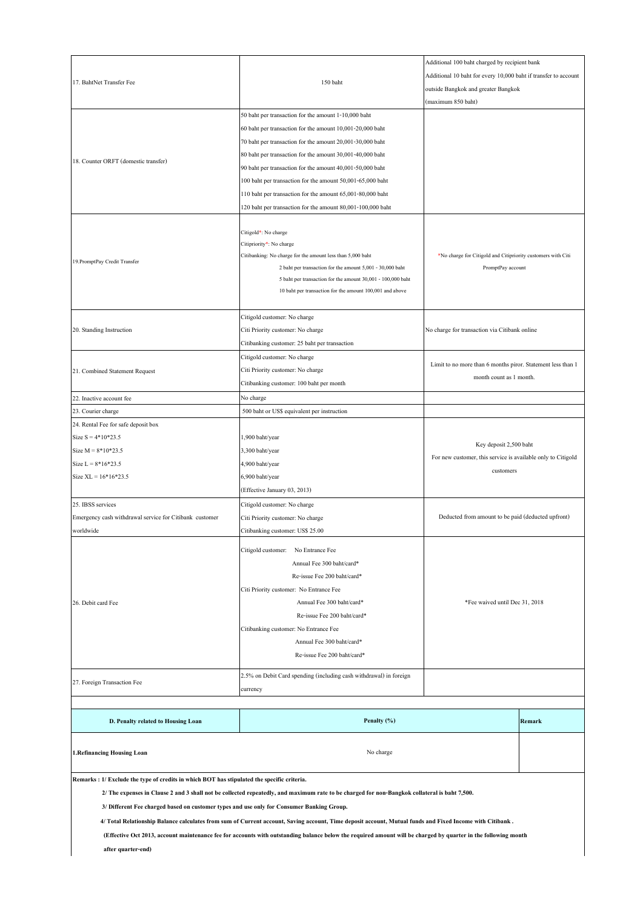| | | |
|---|---|---|
| 17. BahtNet Transfer Fee | 150 baht | Additional 100 baht charged by recipient bank<br>Additional 10 baht for every 10,000 baht if transfer to account outside Bangkok and greater Bangkok<br>(maximum 850 baht) |
| 18. Counter ORFT (domestic transfer) | 50 baht per transaction for the amount 1-10,000 baht<br>60 baht per transaction for the amount 10,001-20,000 baht<br>70 baht per transaction for the amount 20,001-30,000 baht<br>80 baht per transaction for the amount 30,001-40,000 baht<br>90 baht per transaction for the amount 40,001-50,000 baht<br>100 baht per transaction for the amount 50,001-65,000 baht<br>110 baht per transaction for the amount 65,001-80,000 baht<br>120 baht per transaction for the amount 80,001-100,000 baht | |
| 19.PromptPay Credit Transfer | Citigold*: No charge<br>Citipriority*: No charge<br>Citibanking: No charge for the amount less than 5,000 baht<br>2 baht per transaction for the amount 5,001 - 30,000 baht<br>5 baht per transaction for the amount 30,001 - 100,000 baht<br>10 baht per transaction for the amount 100,001 and above | *No charge for Citigold and Citipriority customers with Citi PromptPay account |
| 20. Standing Instruction | Citigold customer: No charge<br>Citi Priority customer: No charge<br>Citibanking customer: 25 baht per transaction | No charge for transaction via Citibank online |
| 21. Combined Statement Request | Citigold customer: No charge<br>Citi Priority customer: No charge<br>Citibanking customer: 100 baht per month | Limit to no more than 6 months piror. Statement less than 1 month count as 1 month. |
| 22. Inactive account fee | No charge | |
| 23. Courier charge | 500 baht or US$ equivalent per instruction | |
| 24. Rental Fee for safe deposit box<br>Size S = 4*10*23.5<br>Size M = 8*10*23.5<br>Size L = 8*16*23.5<br>Size XL = 16*16*23.5 | 1,900 baht/year<br>3,300 baht/year<br>4,900 baht/year<br>6,900 baht/year<br>(Effective January 03, 2013) | Key deposit 2,500 baht<br>For new customer, this service is available only to Citigold customers |
| 25. IBSS services<br>Emergency cash withdrawal service for Citibank customer worldwide | Citigold customer: No charge<br>Citi Priority customer: No charge<br>Citibanking customer: US$ 25.00 | Deducted from amount to be paid (deducted upfront) |
| 26. Debit card Fee | Citigold customer: No Entrance Fee<br>Annual Fee 300 baht/card*<br>Re-issue Fee 200 baht/card*<br>Citi Priority customer: No Entrance Fee<br>Annual Fee 300 baht/card*<br>Re-issue Fee 200 baht/card*<br>Citibanking customer: No Entrance Fee<br>Annual Fee 300 baht/card*<br>Re-issue Fee 200 baht/card* | *Fee waived until Dec 31, 2018 |
| 27. Foreign Transaction Fee | 2.5% on Debit Card spending (including cash withdrawal) in foreign currency | |

| D. Penalty related to Housing Loan | Penalty (%) | Remark |
|---|---|---|
| 1.Refinancing Housing Loan | No charge | |

**Remarks : 1/ Exclude the type of credits in which BOT has stipulated the specific criteria.**

**2/ The expenses in Clause 2 and 3 shall not be collected repeatedly, and maximum rate to be charged for non-Bangkok collateral is baht 7,500.**

**3/ Different Fee charged based on customer types and use only for Consumer Banking Group.**

**4/ Total Relationship Balance calculates from sum of Current account, Saving account, Time deposit account, Mutual funds and Fixed Income with Citibank .**

**(Effective Oct 2013, account maintenance fee for accounts with outstanding balance below the required amount will be charged by quarter in the following month after quarter-end)**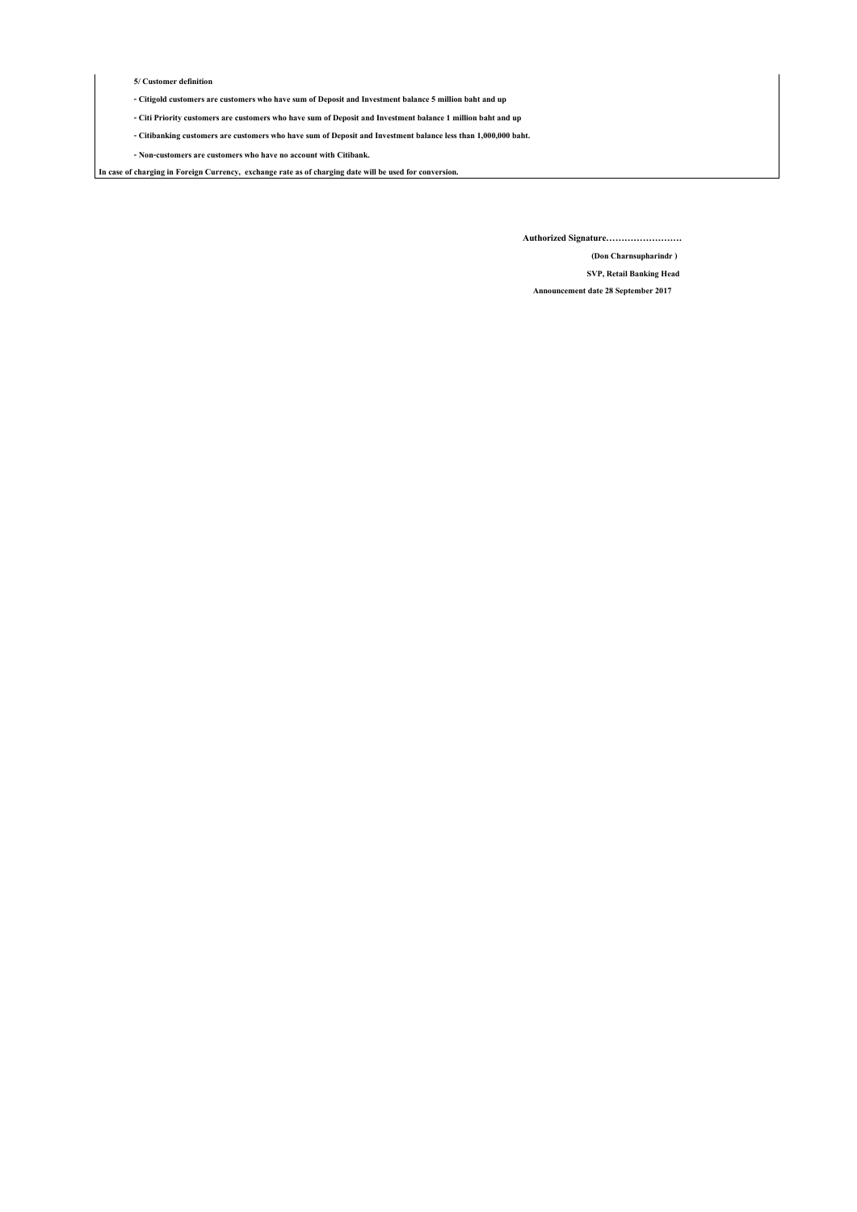**5/ Customer definition**

**- Citigold customers are customers who have sum of Deposit and Investment balance 5 million baht and up**

**- Citi Priority customers are customers who have sum of Deposit and Investment balance 1 million baht and up**

**- Citibanking customers are customers who have sum of Deposit and Investment balance less than 1,000,000 baht.**

**- Non-customers are customers who have no account with Citibank.**

**In case of charging in Foreign Currency, exchange rate as of charging date will be used for conversion.**

**Authorized Signature……………………**

**(Don Charnsupharindr )**

**SVP, Retail Banking Head**

**Announcement date 28 September 2017**